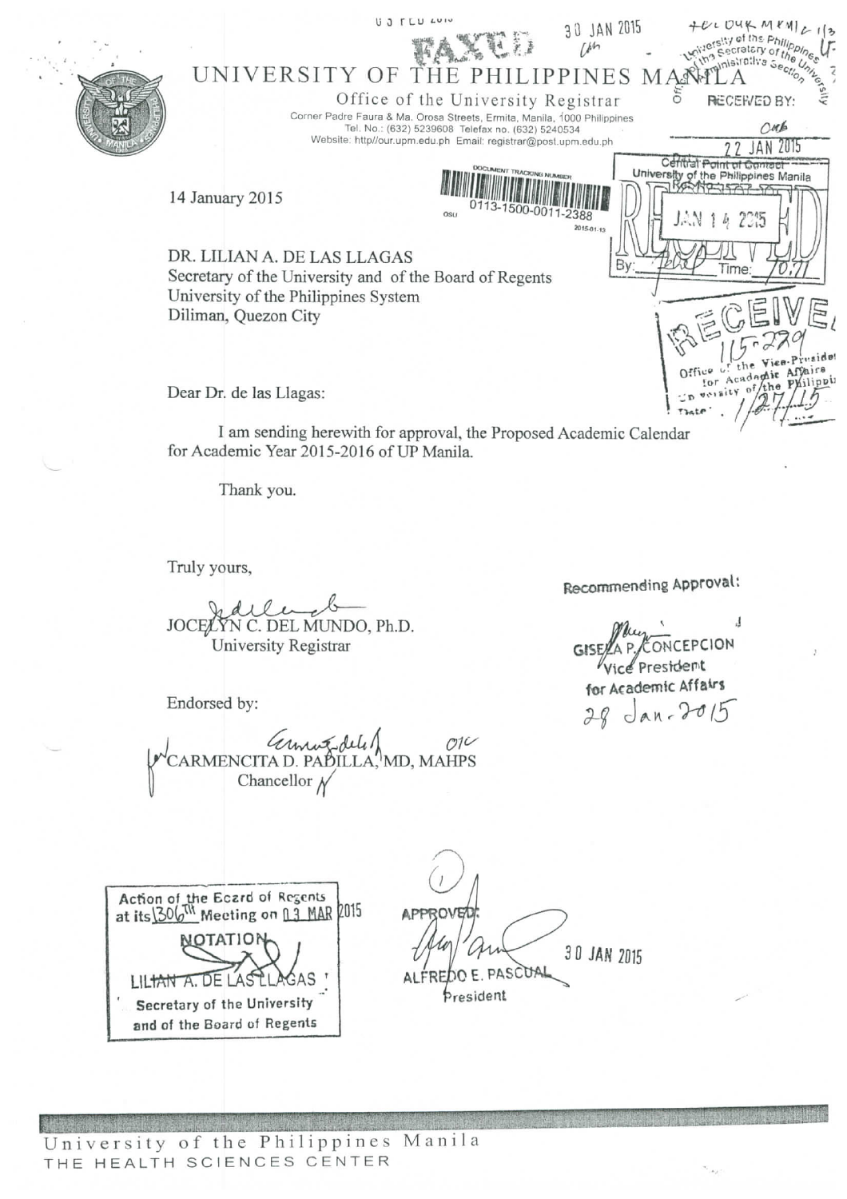# UNIVERSITY OF THE PHILIPPINES MANILA

Office of the University Registrar
Corner Padre Faura & Ma. Orosa Streets, Ermita, Manila, 1000 Philippines
Tel. No.: (632) 5239608 Telefax no. (632) 5240534
Website: http//our.upm.edu.ph Email: registrar@post.upm.edu.ph

FAXED 30 JAN 2015

DOCUMENT TRACKING NUMBER 0113-1500-0011-2388

RECEIVED BY: 22 JAN 2015

Central Point of Contact, University of the Philippines Manila — RECEIVED JAN 14 2015, Time: 10:11

RECEIVED 115-229 Office of the Vice-President for Academic Affairs, University of the Philippines, Date: 1/27/15

14 January 2015

DR. LILIAN A. DE LAS LLAGAS
Secretary of the University and of the Board of Regents
University of the Philippines System
Diliman, Quezon City

Dear Dr. de las Llagas:

I am sending herewith for approval, the Proposed Academic Calendar for Academic Year 2015-2016 of UP Manila.

Thank you.

Truly yours,

JOCELYN C. DEL MUNDO, Ph.D.
University Registrar

Endorsed by:

CARMENCITA D. PADILLA, MD, MAHPS
Chancellor

Recommending Approval:

GISELA P. CONCEPCION
Vice President
for Academic Affairs
28 Jan. 2015

Action of the Board of Regents at its 1306[th] Meeting on 03 MAR 2015

NOTATION

LILIAN A. DE LAS LLAGAS
Secretary of the University and of the Board of Regents

APPROVED:

ALFREDO E. PASCUAL
President

30 JAN 2015

University of the Philippines Manila
THE HEALTH SCIENCES CENTER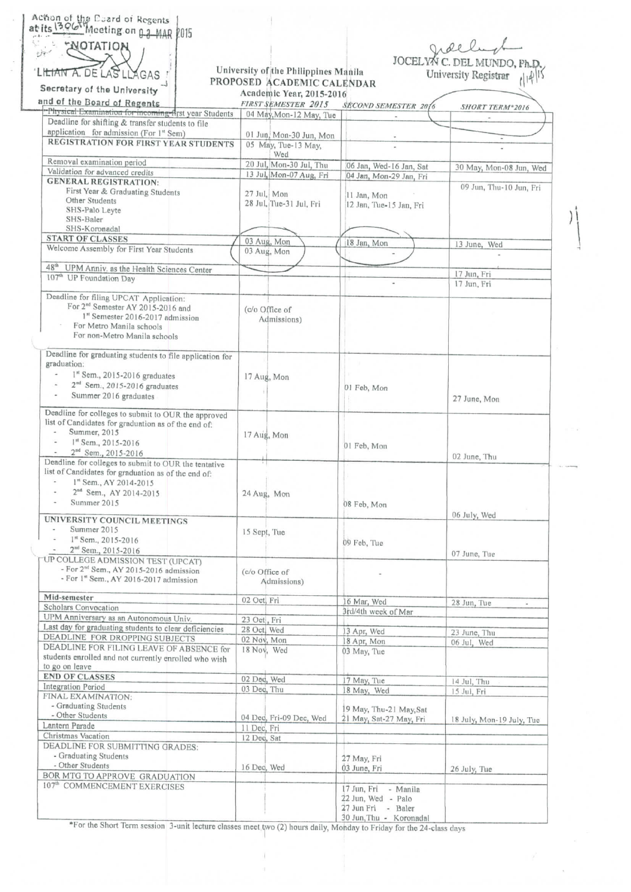Action of the Board of Regents
at its 1306th Meeting on 03 MAR 2015

NOTATION

LILIAN A. DE LAS LLAGAS
Secretary of the University
and of the Board of Regents

JOCELYN C. DEL MUNDO, Ph.D.
University Registrar

University of the Philippines Manila
PROPOSED ACADEMIC CALENDAR
Academic Year, 2015-2016

| | FIRST SEMESTER 2015 | SECOND SEMESTER 2016 | SHORT TERM*2016 |
|---|---|---|---|
| Physical Examination for incoming first year Students | 04 May, Mon-12 May, Tue | - | - |
| Deadline for shifting & transfer students to file application for admission (For 1st Sem) | 01 Jun, Mon-30 Jun, Mon | | - |
| REGISTRATION FOR FIRST YEAR STUDENTS | 05 May, Tue-13 May, Wed | - | - |
| Removal examination period | 20 Jul, Mon-30 Jul, Thu | 06 Jan, Wed-16 Jan, Sat | 30 May, Mon-08 Jun, Wed |
| Validation for advanced credits | 13 Jul, Mon-07 Aug, Fri | 04 Jan, Mon-29 Jan, Fri | |
| GENERAL REGISTRATION: First Year & Graduating Students | 27 Jul, Mon | 11 Jan, Mon | 09 Jun, Thu-10 Jun, Fri |
| Other Students | 28 Jul, Tue-31 Jul, Fri | 12 Jan, Tue-15 Jan, Fri | |
| SHS-Palo Leyte | | | |
| SHS-Baler | | | |
| SHS-Koronadal | | | |
| START OF CLASSES | 03 Aug, Mon | 18 Jan, Mon | 13 June, Wed |
| Welcome Assembly for First Year Students | 03 Aug, Mon | - | - |
| 48th UPM Anniv. as the Health Sciences Center | | | 17 Jun, Fri |
| 107th UP Foundation Day | | - | 17 Jun, Fri |
| Deadline for filing UPCAT Application: For 2nd Semester AY 2015-2016 and 1st Semester 2016-2017 admission; For Metro Manila schools; For non-Metro Manila schools | (c/o Office of Admissions) | | |
| Deadline for graduating students to file application for graduation: - 1st Sem., 2015-2016 graduates - 2nd Sem., 2015-2016 graduates - Summer 2016 graduates | 17 Aug, Mon | 01 Feb, Mon | 27 June, Mon |
| Deadline for colleges to submit to OUR the approved list of Candidates for graduation as of the end of: - Summer, 2015 - 1st Sem., 2015-2016 - 2nd Sem., 2015-2016 | 17 Aug, Mon | 01 Feb, Mon | 02 June, Thu |
| Deadline for colleges to submit to OUR the tentative list of Candidates for graduation as of the end of: - 1st Sem., AY 2014-2015 - 2nd Sem., AY 2014-2015 - Summer 2015 | 24 Aug, Mon | 08 Feb, Mon | 06 July, Wed |
| UNIVERSITY COUNCIL MEETINGS - Summer 2015 - 1st Sem., 2015-2016 - 2nd Sem., 2015-2016 | 15 Sept, Tue | 09 Feb, Tue | 07 June, Tue |
| UP COLLEGE ADMISSION TEST (UPCAT) - For 2nd Sem., AY 2015-2016 admission - For 1st Sem., AY 2016-2017 admission | (c/o Office of Admissions) | - | |
| Mid-semester | 02 Oct, Fri | 16 Mar, Wed | 28 Jun, Tue |
| Scholars Convocation | | 3rd/4th week of Mar | |
| UPM Anniversary as an Autonomous Univ. | 23 Oct, Fri | | |
| Last day for graduating students to clear deficiencies | 28 Oct, Wed | 13 Apr, Wed | 23 June, Thu |
| DEADLINE FOR DROPPING SUBJECTS | 02 Nov, Mon | 18 Apr, Mon | 06 Jul, Wed |
| DEADLINE FOR FILING LEAVE OF ABSENCE for students enrolled and not currently enrolled who wish to go on leave | 18 Nov, Wed | 03 May, Tue | |
| END OF CLASSES | 02 Dec, Wed | 17 May, Tue | 14 Jul, Thu |
| Integration Period | 03 Dec, Thu | 18 May, Wed | 15 Jul, Fri |
| FINAL EXAMINATION: - Graduating Students | | 19 May, Thu-21 May, Sat | |
| - Other Students | 04 Dec, Fri-09 Dec, Wed | 21 May, Sat-27 May, Fri | 18 July, Mon-19 July, Tue |
| Lantern Parade | 11 Dec, Fri | | |
| Christmas Vacation | 12 Dec, Sat | | |
| DEADLINE FOR SUBMITTING GRADES: - Graduating Students | | 27 May, Fri | |
| - Other Students | 16 Dec, Wed | 03 June, Fri | 26 July, Tue |
| BOR MTG TO APPROVE GRADUATION | | | |
| 107th COMMENCEMENT EXERCISES | | 17 Jun, Fri - Manila; 22 Jun, Wed - Palo; 27 Jun Fri - Baler; 30 Jun, Thu - Koronadal | |

*For the Short Term session 3-unit lecture classes meet two (2) hours daily, Monday to Friday for the 24-class days